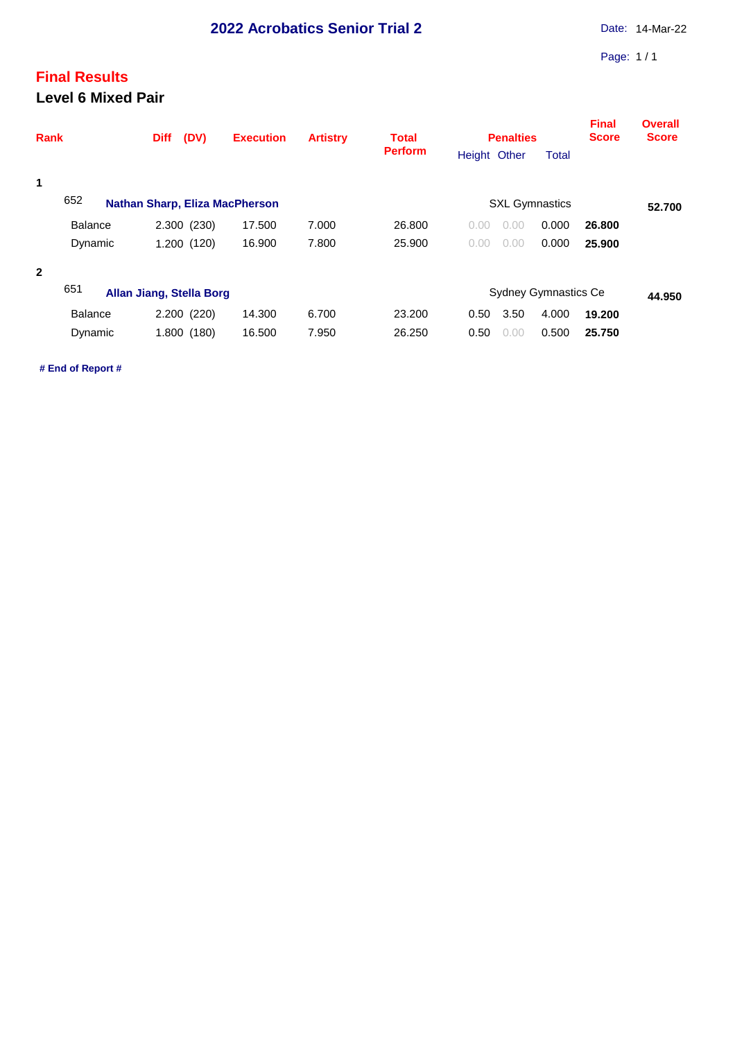# 2022 Acrobatics Senior Trial 2

Date: 14-Mar-22

## Final Results

### Level 6 Mixed Pair

| Rank | | Diff | (DV) | Execution | Artistry | Total Perform | Penalties | | | Final Score | Overall Score |
|---|---|---|---|---|---|---|---|---|---|---|---|
| | | | | | | | Height | Other | Total | | |
| 1 | | | | | | | | | | | |
| 652 | **Nathan Sharp, Eliza MacPherson** | | | | | | SXL Gymnastics | | | | **52.700** |
| | Balance | 2.300 | (230) | 17.500 | 7.000 | 26.800 | 0.00 | 0.00 | 0.000 | **26.800** | |
| | Dynamic | 1.200 | (120) | 16.900 | 7.800 | 25.900 | 0.00 | 0.00 | 0.000 | **25.900** | |
| 2 | | | | | | | | | | | |
| 651 | **Allan Jiang, Stella Borg** | | | | | | Sydney Gymnastics Ce | | | | **44.950** |
| | Balance | 2.200 | (220) | 14.300 | 6.700 | 23.200 | 0.50 | 3.50 | 4.000 | **19.200** | |
| | Dynamic | 1.800 | (180) | 16.500 | 7.950 | 26.250 | 0.50 | 0.00 | 0.500 | **25.750** | |

**# End of Report #**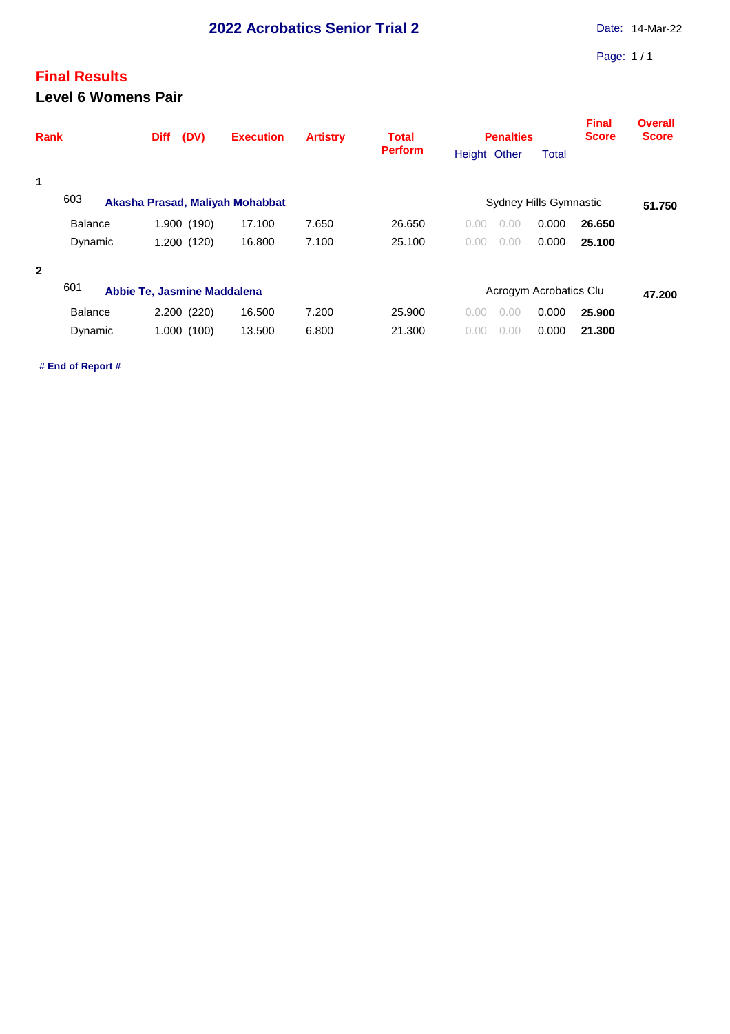# 2022 Acrobatics Senior Trial 2

Date: 14-Mar-22

## Final Results

### Level 6 Womens Pair

| Rank | | Diff | (DV) | Execution | Artistry | Total Perform | Penalties | | | Final Score | Overall Score |
|---|---|---|---|---|---|---|---|---|---|---|---|
| | | | | | | | Height | Other | Total | | |
| 1 | | | | | | | | | | | |
| 603 | **Akasha Prasad, Maliyah Mohabbat** | | | | | | Sydney Hills Gymnastic | | | | **51.750** |
| | Balance | 1.900 | (190) | 17.100 | 7.650 | 26.650 | 0.00 | 0.00 | 0.000 | **26.650** | |
| | Dynamic | 1.200 | (120) | 16.800 | 7.100 | 25.100 | 0.00 | 0.00 | 0.000 | **25.100** | |
| 2 | | | | | | | | | | | |
| 601 | **Abbie Te, Jasmine Maddalena** | | | | | | Acrogym Acrobatics Clu | | | | **47.200** |
| | Balance | 2.200 | (220) | 16.500 | 7.200 | 25.900 | 0.00 | 0.00 | 0.000 | **25.900** | |
| | Dynamic | 1.000 | (100) | 13.500 | 6.800 | 21.300 | 0.00 | 0.00 | 0.000 | **21.300** | |

**# End of Report #**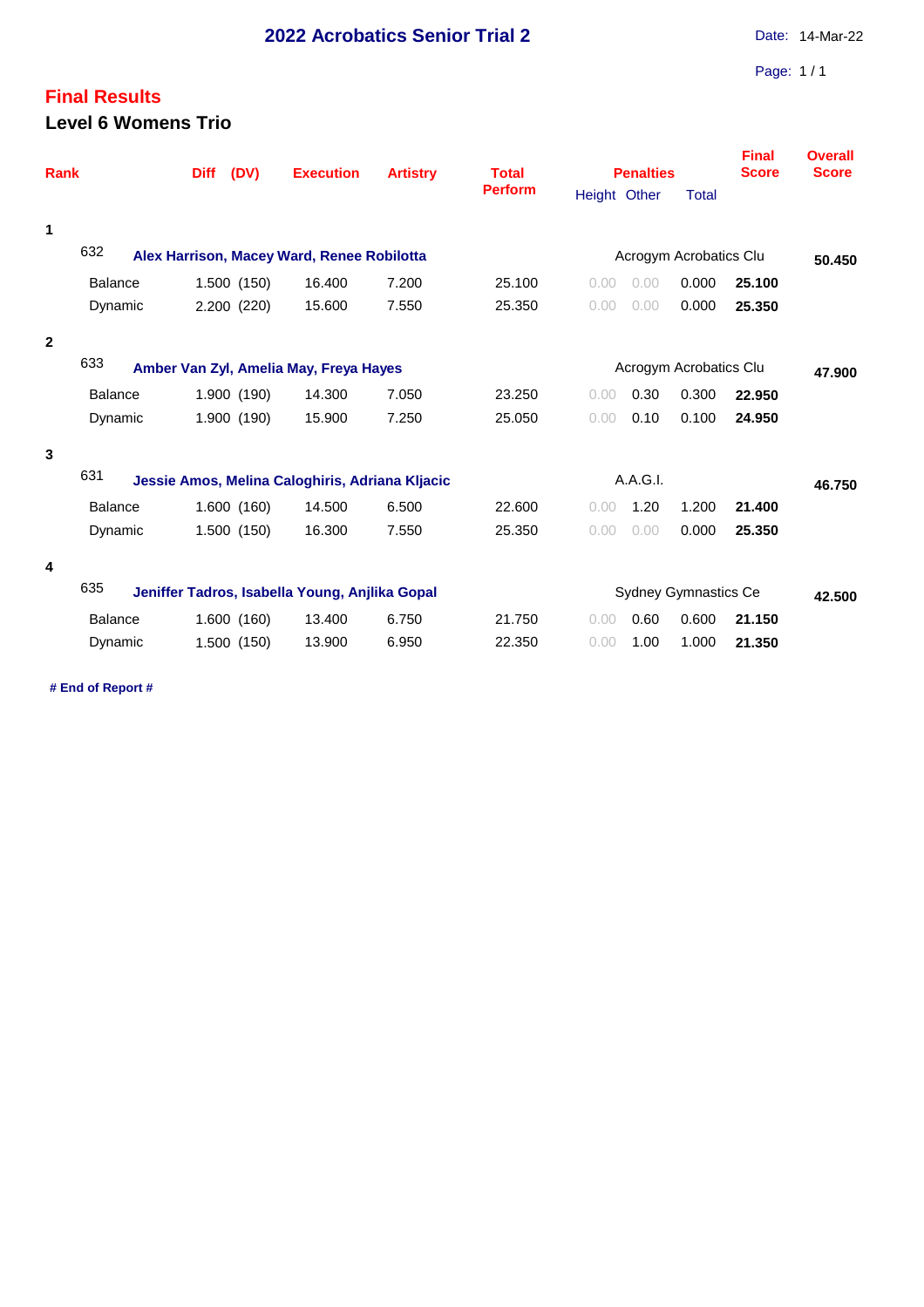# 2022 Acrobatics Senior Trial 2

Date: 14-Mar-22

## Final Results

### Level 6 Womens Trio

| Rank | | | Diff | (DV) | Execution | Artistry | Total Perform | Penalties Height | Other | Total | Final Score | Overall Score |
|---|---|---|---|---|---|---|---|---|---|---|---|---|
| 1 | 632 | **Alex Harrison, Macey Ward, Renee Robilotta** | | | | | | Acrogym Acrobatics Clu | | | | **50.450** |
| | | Balance | 1.500 | (150) | 16.400 | 7.200 | 25.100 | 0.00 | 0.00 | 0.000 | **25.100** | |
| | | Dynamic | 2.200 | (220) | 15.600 | 7.550 | 25.350 | 0.00 | 0.00 | 0.000 | **25.350** | |
| 2 | 633 | **Amber Van Zyl, Amelia May, Freya Hayes** | | | | | | Acrogym Acrobatics Clu | | | | **47.900** |
| | | Balance | 1.900 | (190) | 14.300 | 7.050 | 23.250 | 0.00 | 0.30 | 0.300 | **22.950** | |
| | | Dynamic | 1.900 | (190) | 15.900 | 7.250 | 25.050 | 0.00 | 0.10 | 0.100 | **24.950** | |
| 3 | 631 | **Jessie Amos, Melina Caloghiris, Adriana Kljacic** | | | | | | A.A.G.I. | | | | **46.750** |
| | | Balance | 1.600 | (160) | 14.500 | 6.500 | 22.600 | 0.00 | 1.20 | 1.200 | **21.400** | |
| | | Dynamic | 1.500 | (150) | 16.300 | 7.550 | 25.350 | 0.00 | 0.00 | 0.000 | **25.350** | |
| 4 | 635 | **Jeniffer Tadros, Isabella Young, Anjlika Gopal** | | | | | | Sydney Gymnastics Ce | | | | **42.500** |
| | | Balance | 1.600 | (160) | 13.400 | 6.750 | 21.750 | 0.00 | 0.60 | 0.600 | **21.150** | |
| | | Dynamic | 1.500 | (150) | 13.900 | 6.950 | 22.350 | 0.00 | 1.00 | 1.000 | **21.350** | |

**# End of Report #**